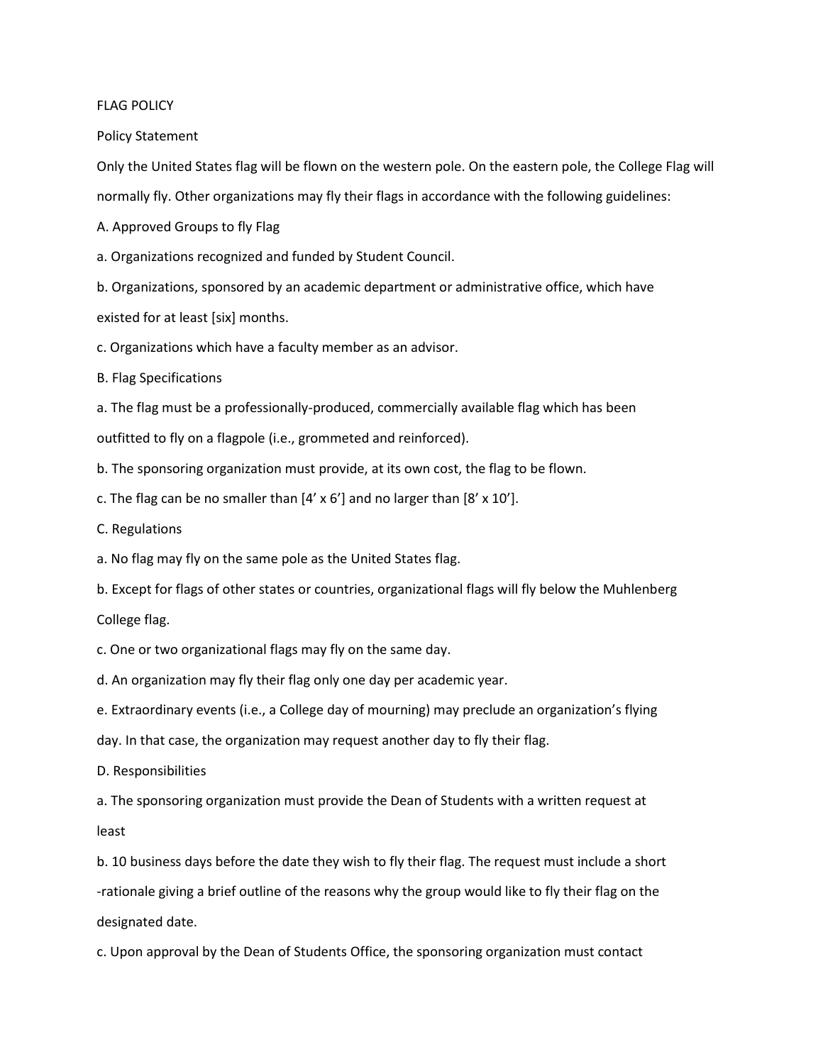# FLAG POLICY

## Policy Statement

Only the United States flag will be flown on the western pole. On the eastern pole, the College Flag will normally fly. Other organizations may fly their flags in accordance with the following guidelines:

A. Approved Groups to fly Flag

a. Organizations recognized and funded by Student Council.

b. Organizations, sponsored by an academic department or administrative office, which have existed for at least [six] months.

c. Organizations which have a faculty member as an advisor.

B. Flag Specifications

a. The flag must be a professionally-produced, commercially available flag which has been outfitted to fly on a flagpole (i.e., grommeted and reinforced).

b. The sponsoring organization must provide, at its own cost, the flag to be flown.

c. The flag can be no smaller than [4' x 6'] and no larger than [8' x 10'].

C. Regulations

a. No flag may fly on the same pole as the United States flag.

b. Except for flags of other states or countries, organizational flags will fly below the Muhlenberg College flag.

c. One or two organizational flags may fly on the same day.

d. An organization may fly their flag only one day per academic year.

e. Extraordinary events (i.e., a College day of mourning) may preclude an organization's flying day. In that case, the organization may request another day to fly their flag.

D. Responsibilities

a. The sponsoring organization must provide the Dean of Students with a written request at least

b. 10 business days before the date they wish to fly their flag. The request must include a short -rationale giving a brief outline of the reasons why the group would like to fly their flag on the designated date.

c. Upon approval by the Dean of Students Office, the sponsoring organization must contact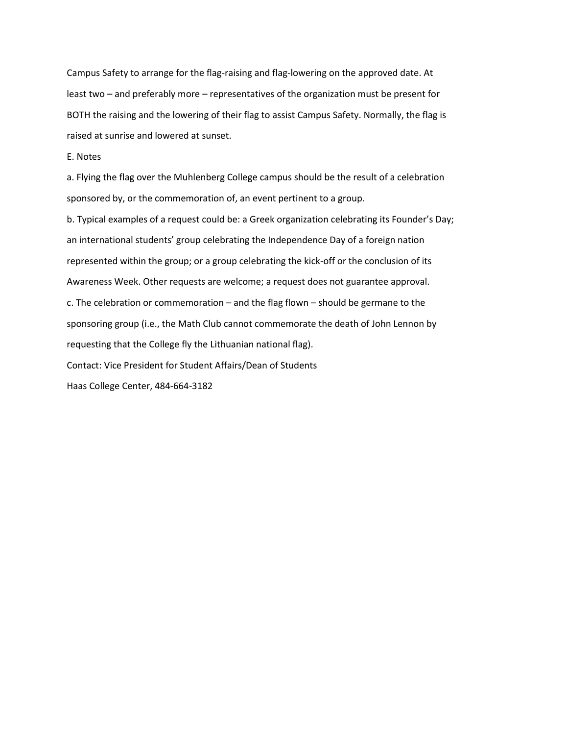Campus Safety to arrange for the flag-raising and flag-lowering on the approved date. At least two – and preferably more – representatives of the organization must be present for BOTH the raising and the lowering of their flag to assist Campus Safety. Normally, the flag is raised at sunrise and lowered at sunset.

E. Notes

a. Flying the flag over the Muhlenberg College campus should be the result of a celebration sponsored by, or the commemoration of, an event pertinent to a group.

b. Typical examples of a request could be: a Greek organization celebrating its Founder's Day; an international students' group celebrating the Independence Day of a foreign nation represented within the group; or a group celebrating the kick-off or the conclusion of its Awareness Week. Other requests are welcome; a request does not guarantee approval.

c. The celebration or commemoration – and the flag flown – should be germane to the sponsoring group (i.e., the Math Club cannot commemorate the death of John Lennon by requesting that the College fly the Lithuanian national flag).

Contact: Vice President for Student Affairs/Dean of Students

Haas College Center, 484-664-3182